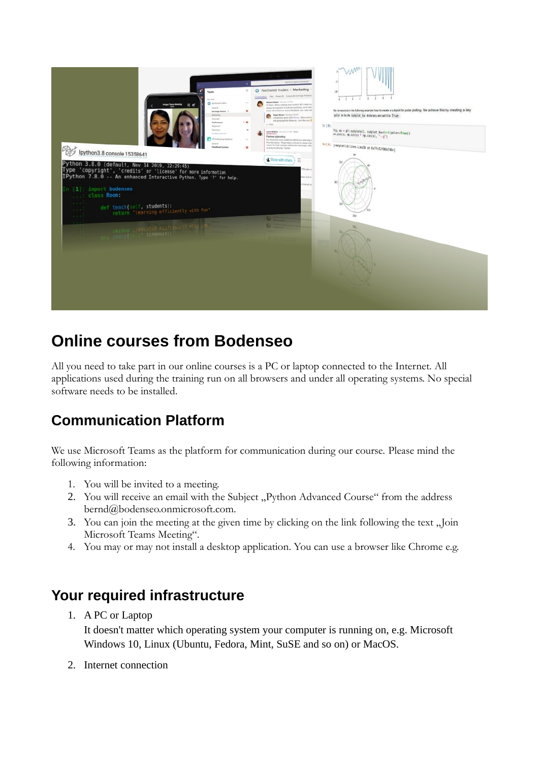## Online courses from Bodenseo

All you need to take part in our online courses is a PC or laptop connected to the Internet. All applications used during the training run on all browsers and under all operating systems. No special software needs to be installed.

## Communication Platform

We use Microsoft Teams as the platform for communication during our course. Please mind the following information:

1. You will be invited to a meeting.
2. You will receive an email with the Subject „Python Advanced Course“ from the address bernd@bodenseo.onmicrosoft.com.
3. You can join the meeting at the given time by clicking on the link following the text „Join Microsoft Teams Meeting“.
4. You may or may not install a desktop application. You can use a browser like Chrome e.g.

## Your required infrastructure

1. A PC or Laptop
   It doesn't matter which operating system your computer is running on, e.g. Microsoft Windows 10, Linux (Ubuntu, Fedora, Mint, SuSE and so on) or MacOS.
2. Internet connection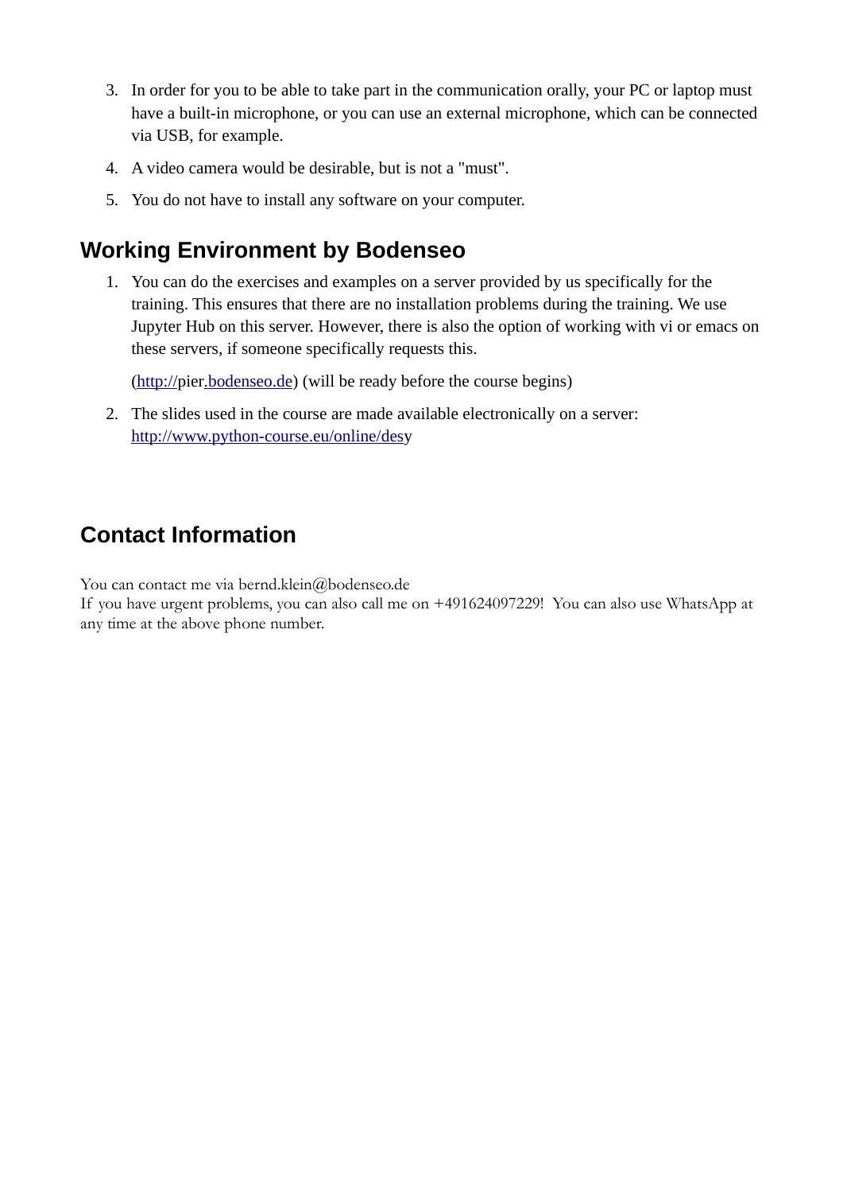3. In order for you to be able to take part in the communication orally, your PC or laptop must have a built-in microphone, or you can use an external microphone, which can be connected via USB, for example.
4. A video camera would be desirable, but is not a "must".
5. You do not have to install any software on your computer.

## Working Environment by Bodenseo

1. You can do the exercises and examples on a server provided by us specifically for the training. This ensures that there are no installation problems during the training. We use Jupyter Hub on this server. However, there is also the option of working with vi or emacs on these servers, if someone specifically requests this.

   (http://pier.bodenseo.de) (will be ready before the course begins)

2. The slides used in the course are made available electronically on a server: http://www.python-course.eu/online/desy

## Contact Information

You can contact me via bernd.klein@bodenseo.de
If you have urgent problems, you can also call me on +491624097229! You can also use WhatsApp at any time at the above phone number.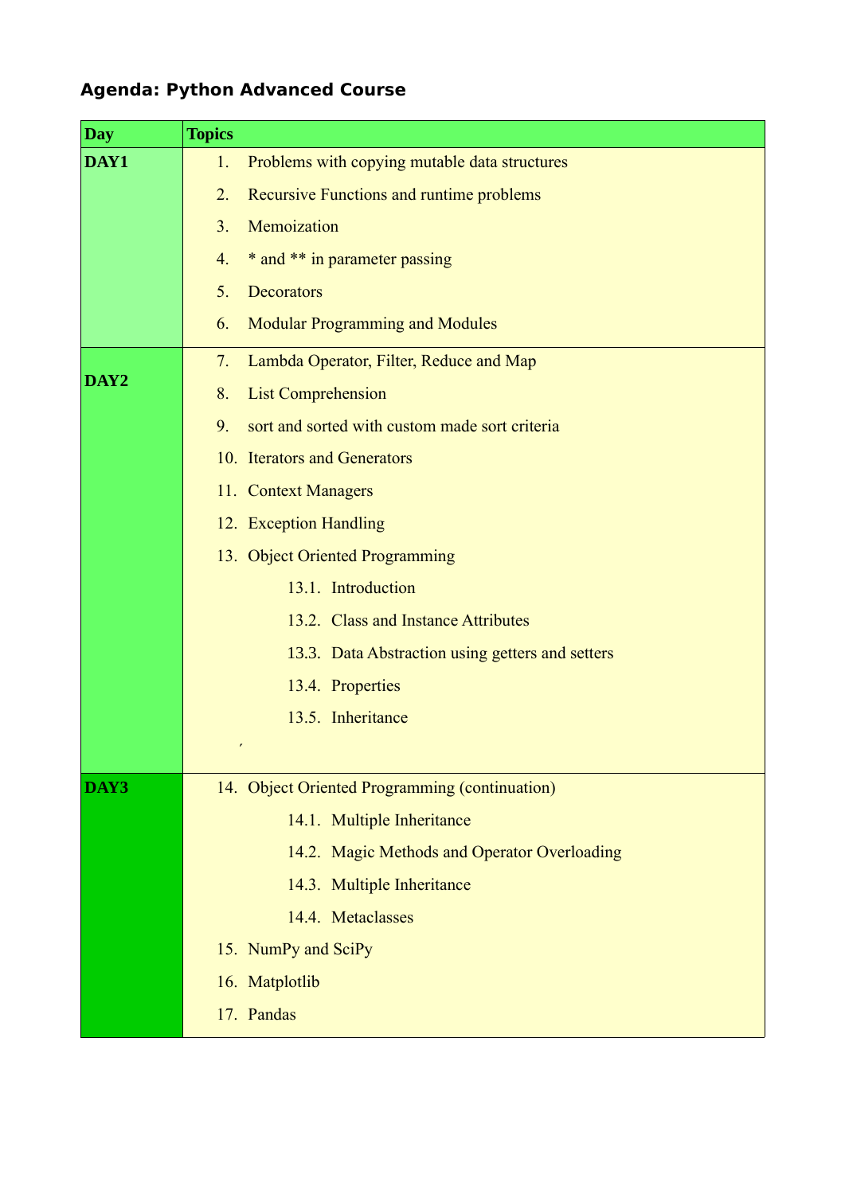**Agenda: Python Advanced Course**

| Day | Topics |
|---|---|
| **DAY1** | 1. Problems with copying mutable data structures<br>2. Recursive Functions and runtime problems<br>3. Memoization<br>4. * and ** in parameter passing<br>5. Decorators<br>6. Modular Programming and Modules |
| **DAY2** | 7. Lambda Operator, Filter, Reduce and Map<br>8. List Comprehension<br>9. sort and sorted with custom made sort criteria<br>10. Iterators and Generators<br>11. Context Managers<br>12. Exception Handling<br>13. Object Oriented Programming<br>&nbsp;&nbsp;&nbsp;&nbsp;13.1. Introduction<br>&nbsp;&nbsp;&nbsp;&nbsp;13.2. Class and Instance Attributes<br>&nbsp;&nbsp;&nbsp;&nbsp;13.3. Data Abstraction using getters and setters<br>&nbsp;&nbsp;&nbsp;&nbsp;13.4. Properties<br>&nbsp;&nbsp;&nbsp;&nbsp;13.5. Inheritance<br>´ |
| **DAY3** | 14. Object Oriented Programming (continuation)<br>&nbsp;&nbsp;&nbsp;&nbsp;14.1. Multiple Inheritance<br>&nbsp;&nbsp;&nbsp;&nbsp;14.2. Magic Methods and Operator Overloading<br>&nbsp;&nbsp;&nbsp;&nbsp;14.3. Multiple Inheritance<br>&nbsp;&nbsp;&nbsp;&nbsp;14.4. Metaclasses<br>15. NumPy and SciPy<br>16. Matplotlib<br>17. Pandas |